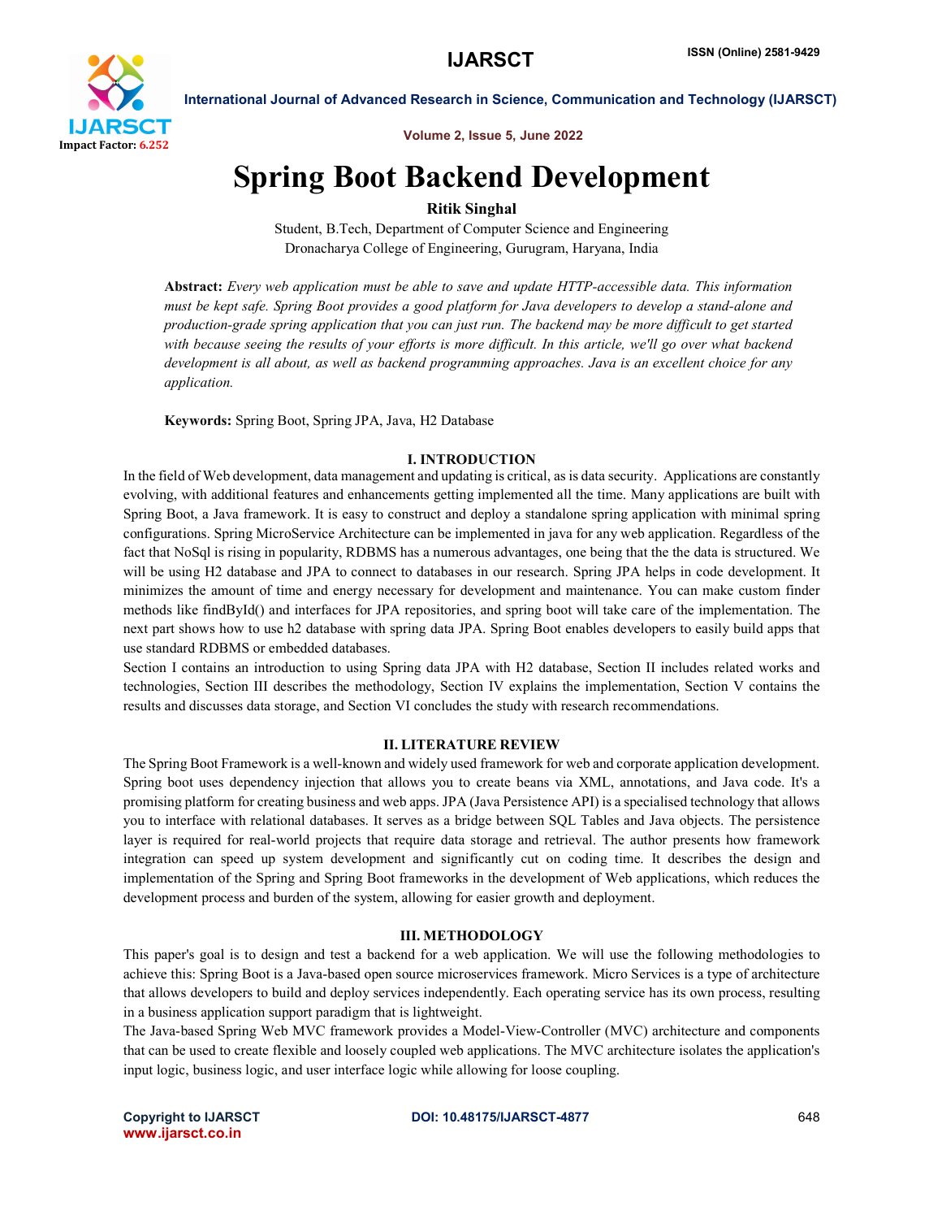# Spring Boot Backend Development

**Ritik Singhal**

Student, B.Tech, Department of Computer Science and Engineering
Dronacharya College of Engineering, Gurugram, Haryana, India

**Abstract:** *Every web application must be able to save and update HTTP-accessible data. This information must be kept safe. Spring Boot provides a good platform for Java developers to develop a stand-alone and production-grade spring application that you can just run. The backend may be more difficult to get started with because seeing the results of your efforts is more difficult. In this article, we'll go over what backend development is all about, as well as backend programming approaches. Java is an excellent choice for any application.*

**Keywords:** Spring Boot, Spring JPA, Java, H2 Database

## I. INTRODUCTION

In the field of Web development, data management and updating is critical, as is data security. Applications are constantly evolving, with additional features and enhancements getting implemented all the time. Many applications are built with Spring Boot, a Java framework. It is easy to construct and deploy a standalone spring application with minimal spring configurations. Spring MicroService Architecture can be implemented in java for any web application. Regardless of the fact that NoSql is rising in popularity, RDBMS has a numerous advantages, one being that the the data is structured. We will be using H2 database and JPA to connect to databases in our research. Spring JPA helps in code development. It minimizes the amount of time and energy necessary for development and maintenance. You can make custom finder methods like findById() and interfaces for JPA repositories, and spring boot will take care of the implementation. The next part shows how to use h2 database with spring data JPA. Spring Boot enables developers to easily build apps that use standard RDBMS or embedded databases.

Section I contains an introduction to using Spring data JPA with H2 database, Section II includes related works and technologies, Section III describes the methodology, Section IV explains the implementation, Section V contains the results and discusses data storage, and Section VI concludes the study with research recommendations.

## II. LITERATURE REVIEW

The Spring Boot Framework is a well-known and widely used framework for web and corporate application development. Spring boot uses dependency injection that allows you to create beans via XML, annotations, and Java code. It's a promising platform for creating business and web apps. JPA (Java Persistence API) is a specialised technology that allows you to interface with relational databases. It serves as a bridge between SQL Tables and Java objects. The persistence layer is required for real-world projects that require data storage and retrieval. The author presents how framework integration can speed up system development and significantly cut on coding time. It describes the design and implementation of the Spring and Spring Boot frameworks in the development of Web applications, which reduces the development process and burden of the system, allowing for easier growth and deployment.

## III. METHODOLOGY

This paper's goal is to design and test a backend for a web application. We will use the following methodologies to achieve this: Spring Boot is a Java-based open source microservices framework. Micro Services is a type of architecture that allows developers to build and deploy services independently. Each operating service has its own process, resulting in a business application support paradigm that is lightweight.

The Java-based Spring Web MVC framework provides a Model-View-Controller (MVC) architecture and components that can be used to create flexible and loosely coupled web applications. The MVC architecture isolates the application's input logic, business logic, and user interface logic while allowing for loose coupling.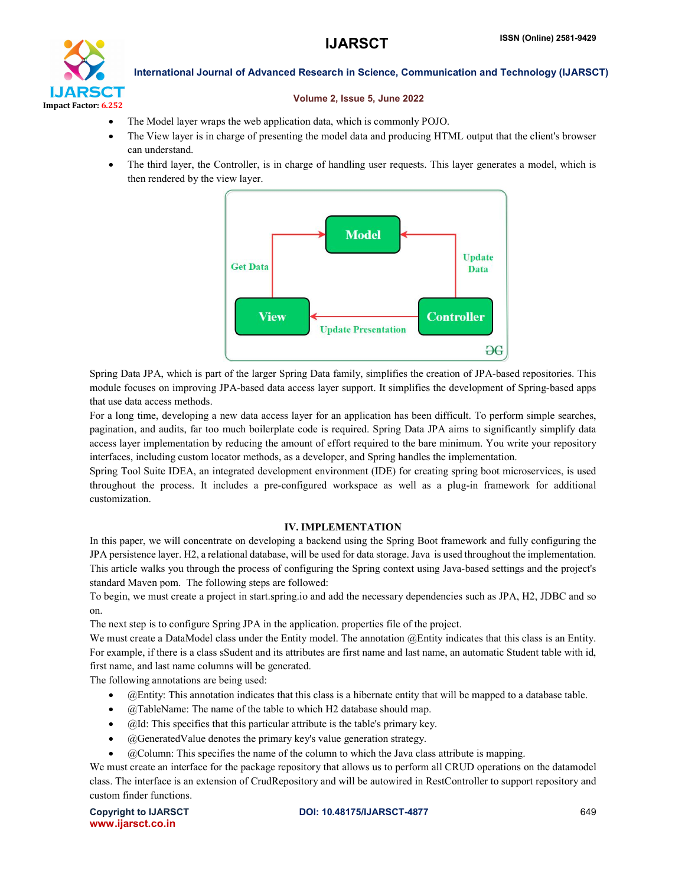- The Model layer wraps the web application data, which is commonly POJO.
- The View layer is in charge of presenting the model data and producing HTML output that the client's browser can understand.
- The third layer, the Controller, is in charge of handling user requests. This layer generates a model, which is then rendered by the view layer.

Spring Data JPA, which is part of the larger Spring Data family, simplifies the creation of JPA-based repositories. This module focuses on improving JPA-based data access layer support. It simplifies the development of Spring-based apps that use data access methods.

For a long time, developing a new data access layer for an application has been difficult. To perform simple searches, pagination, and audits, far too much boilerplate code is required. Spring Data JPA aims to significantly simplify data access layer implementation by reducing the amount of effort required to the bare minimum. You write your repository interfaces, including custom locator methods, as a developer, and Spring handles the implementation.

Spring Tool Suite IDEA, an integrated development environment (IDE) for creating spring boot microservices, is used throughout the process. It includes a pre-configured workspace as well as a plug-in framework for additional customization.

## IV. IMPLEMENTATION

In this paper, we will concentrate on developing a backend using the Spring Boot framework and fully configuring the JPA persistence layer. H2, a relational database, will be used for data storage. Java is used throughout the implementation. This article walks you through the process of configuring the Spring context using Java-based settings and the project's standard Maven pom. The following steps are followed:

To begin, we must create a project in start.spring.io and add the necessary dependencies such as JPA, H2, JDBC and so on.

The next step is to configure Spring JPA in the application. properties file of the project.

We must create a DataModel class under the Entity model. The annotation @Entity indicates that this class is an Entity. For example, if there is a class sSudent and its attributes are first name and last name, an automatic Student table with id, first name, and last name columns will be generated.

The following annotations are being used:

- @Entity: This annotation indicates that this class is a hibernate entity that will be mapped to a database table.
- @TableName: The name of the table to which H2 database should map.
- @Id: This specifies that this particular attribute is the table's primary key.
- @GeneratedValue denotes the primary key's value generation strategy.
- @Column: This specifies the name of the column to which the Java class attribute is mapping.

We must create an interface for the package repository that allows us to perform all CRUD operations on the datamodel class. The interface is an extension of CrudRepository and will be autowired in RestController to support repository and custom finder functions.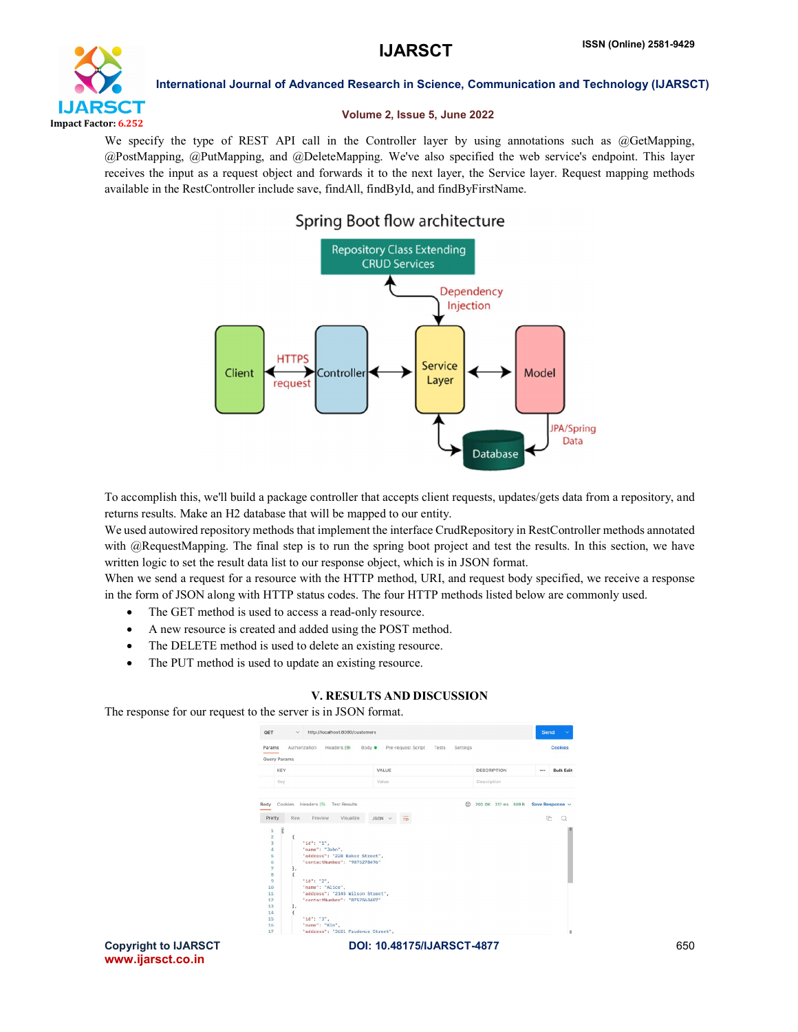We specify the type of REST API call in the Controller layer by using annotations such as @GetMapping, @PostMapping, @PutMapping, and @DeleteMapping. We've also specified the web service's endpoint. This layer receives the input as a request object and forwards it to the next layer, the Service layer. Request mapping methods available in the RestController include save, findAll, findById, and findByFirstName.

To accomplish this, we'll build a package controller that accepts client requests, updates/gets data from a repository, and returns results. Make an H2 database that will be mapped to our entity.

We used autowired repository methods that implement the interface CrudRepository in RestController methods annotated with @RequestMapping. The final step is to run the spring boot project and test the results. In this section, we have written logic to set the result data list to our response object, which is in JSON format.

When we send a request for a resource with the HTTP method, URI, and request body specified, we receive a response in the form of JSON along with HTTP status codes. The four HTTP methods listed below are commonly used.

- The GET method is used to access a read-only resource.
- A new resource is created and added using the POST method.
- The DELETE method is used to delete an existing resource.
- The PUT method is used to update an existing resource.

## V. RESULTS AND DISCUSSION

The response for our request to the server is in JSON format.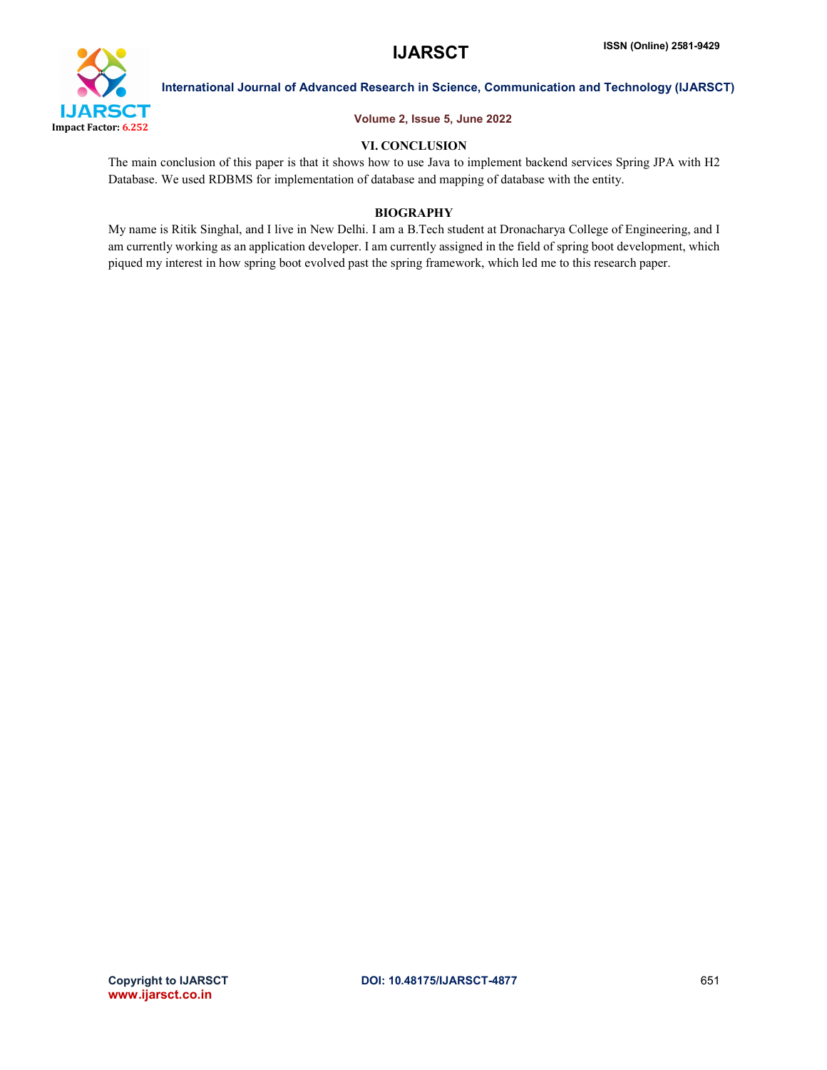## VI. CONCLUSION

The main conclusion of this paper is that it shows how to use Java to implement backend services Spring JPA with H2 Database. We used RDBMS for implementation of database and mapping of database with the entity.

## BIOGRAPHY

My name is Ritik Singhal, and I live in New Delhi. I am a B.Tech student at Dronacharya College of Engineering, and I am currently working as an application developer. I am currently assigned in the field of spring boot development, which piqued my interest in how spring boot evolved past the spring framework, which led me to this research paper.